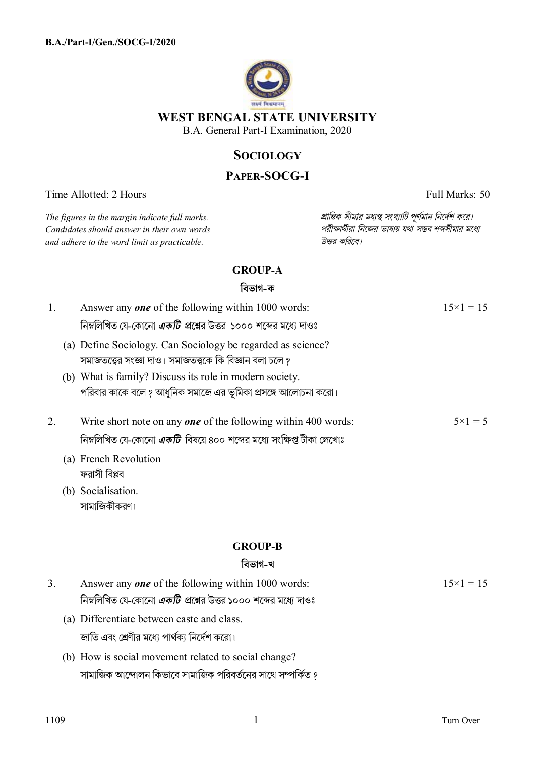**B.A./Part-I/Gen./SOCG-I/2020**

# WEST BENGAL STATE UNIVERSITY

B.A. General Part-I Examination, 2020

## SOCIOLOGY

## PAPER-SOCG-I

Time Allotted: 2 Hours | Full Marks: 50

*The figures in the margin indicate full marks. Candidates should answer in their own words and adhere to the word limit as practicable.*

*প্রান্তিক সীমার মধ্যস্থ সংখ্যাটি পূর্ণমান নির্দেশ করে। পরীক্ষার্থীরা নিজের ভাষায় যথা সম্ভব শব্দসীমার মধ্যে উত্তর করিবে।*

### GROUP-A

### বিভাগ-ক

1. Answer any ***one*** of the following within 1000 words: $15\times1 = 15$

   নিম্নলিখিত যে-কোনো ***একটি*** প্রশ্নের উত্তর ১০০০ শব্দের মধ্যে দাওঃ

   (a) Define Sociology. Can Sociology be regarded as science?
   সমাজতত্ত্বের সংজ্ঞা দাও। সমাজতত্ত্বকে কি বিজ্ঞান বলা চলে?

   (b) What is family? Discuss its role in modern society.
   পরিবার কাকে বলে? আধুনিক সমাজে এর ভূমিকা প্রসঙ্গে আলোচনা করো।

2. Write short note on any ***one*** of the following within 400 words: $5\times1 = 5$

   নিম্নলিখিত যে-কোনো ***একটি*** বিষয়ে ৪০০ শব্দের মধ্যে সংক্ষিপ্ত টীকা লেখোঃ

   (a) French Revolution
   ফরাসী বিপ্লব

   (b) Socialisation.
   সামাজিকীকরণ।

### GROUP-B

### বিভাগ-খ

3. Answer any ***one*** of the following within 1000 words: $15\times1 = 15$

   নিম্নলিখিত যে-কোনো ***একটি*** প্রশ্নের উত্তর ১০০০ শব্দের মধ্যে দাওঃ

   (a) Differentiate between caste and class.
   জাতি এবং শ্রেণীর মধ্যে পার্থক্য নির্দেশ করো।

   (b) How is social movement related to social change?
   সামাজিক আন্দোলন কিভাবে সামাজিক পরিবর্তনের সাথে সম্পর্কিত?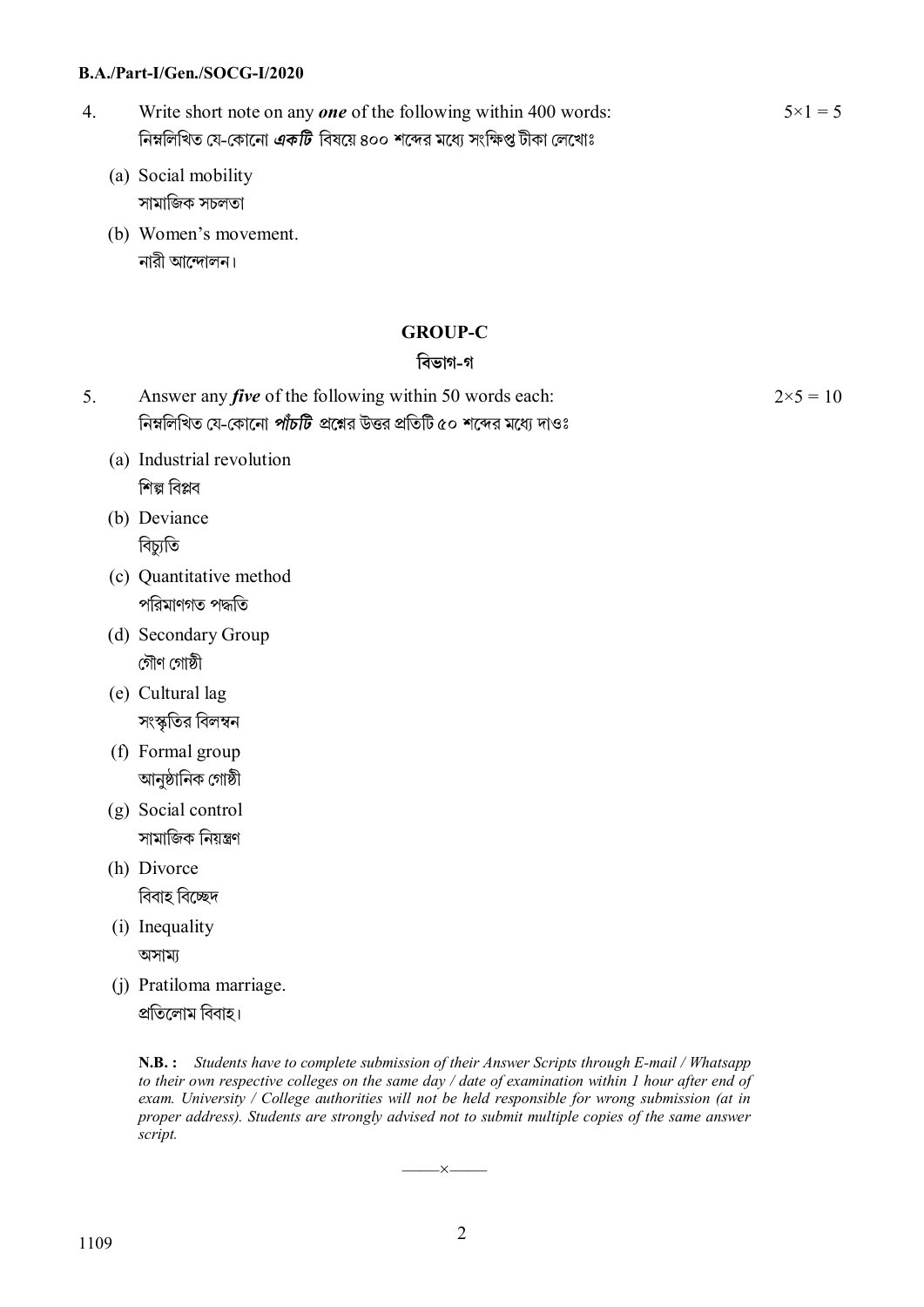4. Write short note on any ***one*** of the following within 400 words: $5\times1 = 5$

নিম্নলিখিত যে-কোনো ***একটি*** বিষয়ে ৪০০ শব্দের মধ্যে সংক্ষিপ্ত টীকা লেখোঃ

(a) Social mobility
সামাজিক সচলতা

(b) Women's movement.
নারী আন্দোলন।

## GROUP-C
## বিভাগ-গ

5. Answer any ***five*** of the following within 50 words each: $2\times5 = 10$

নিম্নলিখিত যে-কোনো ***পাঁচটি*** প্রশ্নের উত্তর প্রতিটি ৫০ শব্দের মধ্যে দাওঃ

(a) Industrial revolution
শিল্প বিপ্লব

(b) Deviance
বিচ্যুতি

(c) Quantitative method
পরিমাণগত পদ্ধতি

(d) Secondary Group
গৌণ গোষ্ঠী

(e) Cultural lag
সংস্কৃতির বিলম্বন

(f) Formal group
আনুষ্ঠানিক গোষ্ঠী

(g) Social control
সামাজিক নিয়ন্ত্রণ

(h) Divorce
বিবাহ বিচ্ছেদ

(i) Inequality
অসাম্য

(j) Pratiloma marriage.
প্রতিলোম বিবাহ।

**N.B. :** *Students have to complete submission of their Answer Scripts through E-mail / Whatsapp to their own respective colleges on the same day / date of examination within 1 hour after end of exam. University / College authorities will not be held responsible for wrong submission (at in proper address). Students are strongly advised not to submit multiple copies of the same answer script.*

——×——